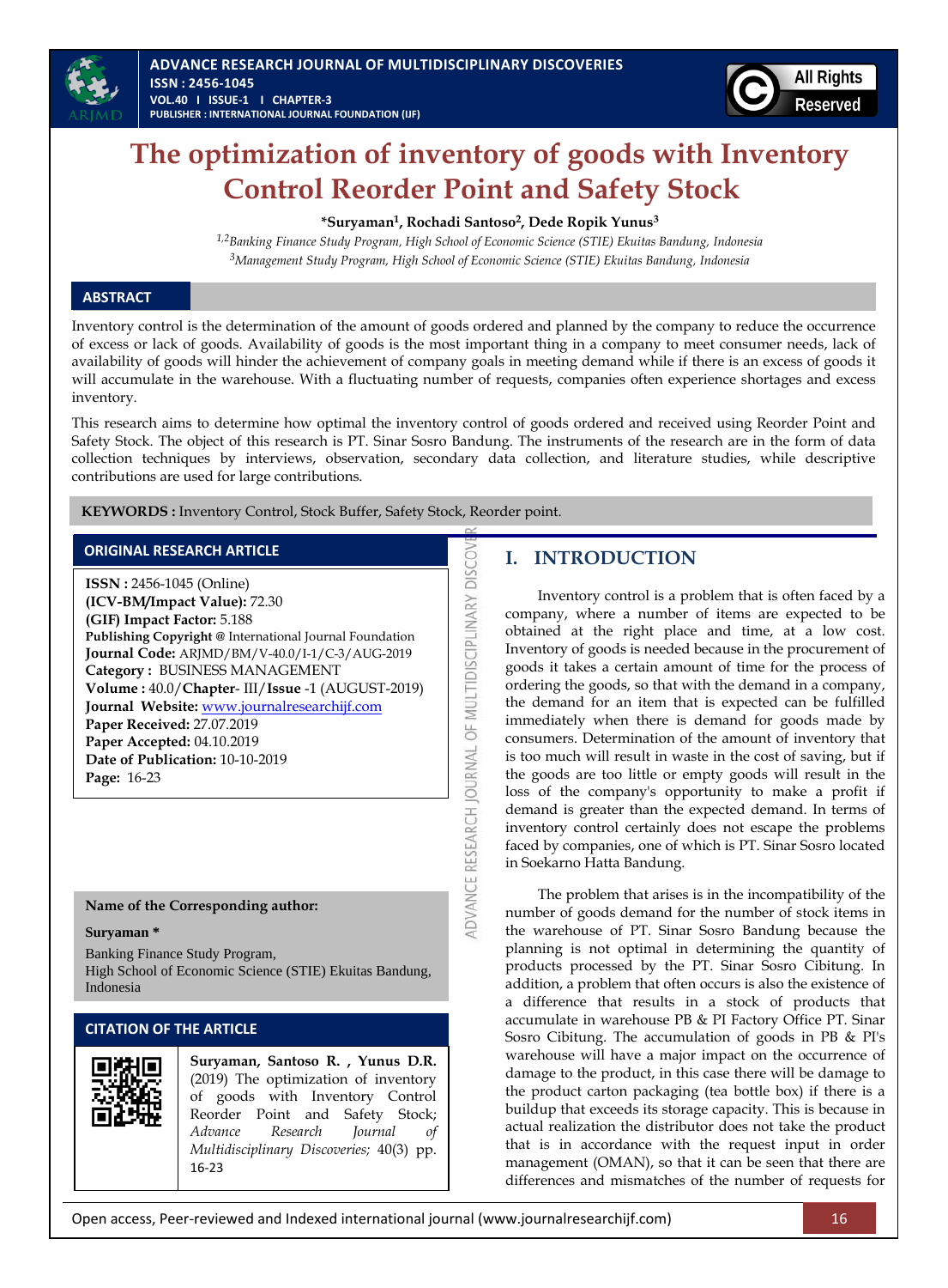# The optimization of inventory of goods with Inventory Control Reorder Point and Safety Stock

**\*Suryaman[1], Rochadi Santoso[2], Dede Ropik Yunus[3]**

*[1,2]Banking Finance Study Program, High School of Economic Science (STIE) Ekuitas Bandung, Indonesia*

*[3]Management Study Program, High School of Economic Science (STIE) Ekuitas Bandung, Indonesia*

## ABSTRACT

Inventory control is the determination of the amount of goods ordered and planned by the company to reduce the occurrence of excess or lack of goods. Availability of goods is the most important thing in a company to meet consumer needs, lack of availability of goods will hinder the achievement of company goals in meeting demand while if there is an excess of goods it will accumulate in the warehouse. With a fluctuating number of requests, companies often experience shortages and excess inventory.

This research aims to determine how optimal the inventory control of goods ordered and received using Reorder Point and Safety Stock. The object of this research is PT. Sinar Sosro Bandung. The instruments of the research are in the form of data collection techniques by interviews, observation, secondary data collection, and literature studies, while descriptive contributions are used for large contributions.

**KEYWORDS :** Inventory Control, Stock Buffer, Safety Stock, Reorder point.

## ORIGINAL RESEARCH ARTICLE

**ISSN :** 2456-1045 (Online)
**(ICV-BM/Impact Value):** 72.30
**(GIF) Impact Factor:** 5.188
**Publishing Copyright @** International Journal Foundation
**Journal Code:** ARJMD/BM/V-40.0/I-1/C-3/AUG-2019
**Category :** BUSINESS MANAGEMENT
**Volume :** 40.0/**Chapter**- III/**Issue** -1 (AUGUST-2019)
**Journal Website:** www.journalresearchijf.com
**Paper Received:** 27.07.2019
**Paper Accepted:** 04.10.2019
**Date of Publication:** 10-10-2019
**Page:** 16-23

**Name of the Corresponding author:**

**Suryaman \***

Banking Finance Study Program,
High School of Economic Science (STIE) Ekuitas Bandung, Indonesia

## CITATION OF THE ARTICLE

**Suryaman, Santoso R. , Yunus D.R.** (2019) The optimization of inventory of goods with Inventory Control Reorder Point and Safety Stock; *Advance Research Journal of Multidisciplinary Discoveries;* 40(3) pp. 16-23

## I. INTRODUCTION

Inventory control is a problem that is often faced by a company, where a number of items are expected to be obtained at the right place and time, at a low cost. Inventory of goods is needed because in the procurement of goods it takes a certain amount of time for the process of ordering the goods, so that with the demand in a company, the demand for an item that is expected can be fulfilled immediately when there is demand for goods made by consumers. Determination of the amount of inventory that is too much will result in waste in the cost of saving, but if the goods are too little or empty goods will result in the loss of the company's opportunity to make a profit if demand is greater than the expected demand. In terms of inventory control certainly does not escape the problems faced by companies, one of which is PT. Sinar Sosro located in Soekarno Hatta Bandung.

The problem that arises is in the incompatibility of the number of goods demand for the number of stock items in the warehouse of PT. Sinar Sosro Bandung because the planning is not optimal in determining the quantity of products processed by the PT. Sinar Sosro Cibitung. In addition, a problem that often occurs is also the existence of a difference that results in a stock of products that accumulate in warehouse PB & PI Factory Office PT. Sinar Sosro Cibitung. The accumulation of goods in PB & PI's warehouse will have a major impact on the occurrence of damage to the product, in this case there will be damage to the product carton packaging (tea bottle box) if there is a buildup that exceeds its storage capacity. This is because in actual realization the distributor does not take the product that is in accordance with the request input in order management (OMAN), so that it can be seen that there are differences and mismatches of the number of requests for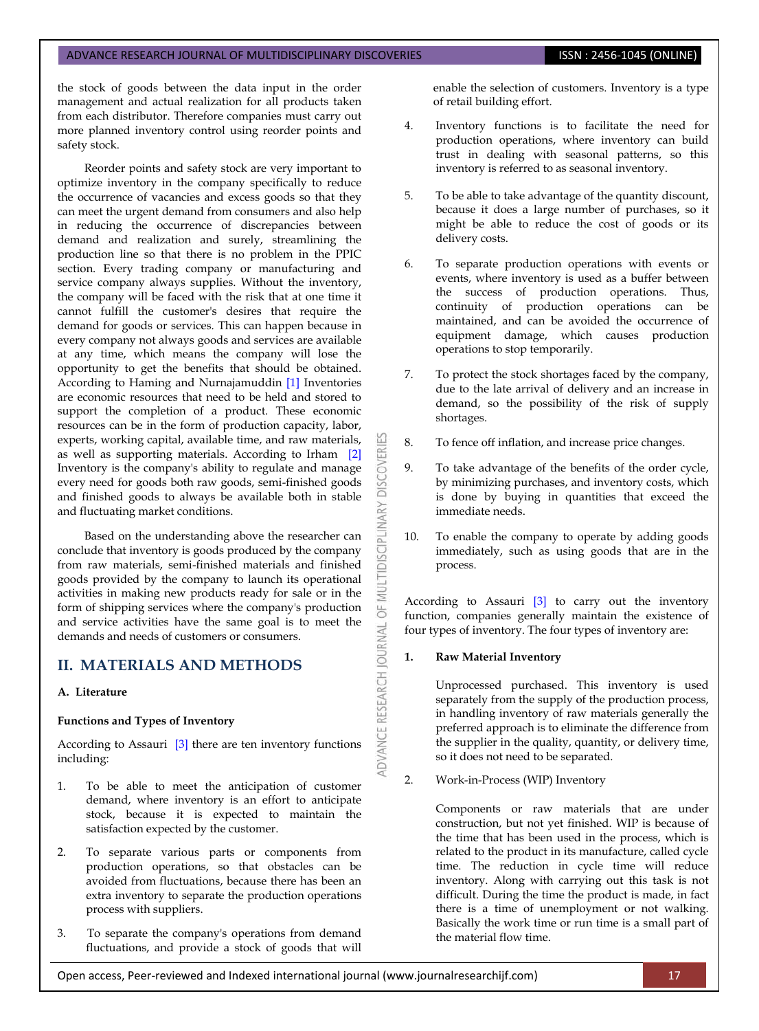the stock of goods between the data input in the order management and actual realization for all products taken from each distributor. Therefore companies must carry out more planned inventory control using reorder points and safety stock.

Reorder points and safety stock are very important to optimize inventory in the company specifically to reduce the occurrence of vacancies and excess goods so that they can meet the urgent demand from consumers and also help in reducing the occurrence of discrepancies between demand and realization and surely, streamlining the production line so that there is no problem in the PPIC section. Every trading company or manufacturing and service company always supplies. Without the inventory, the company will be faced with the risk that at one time it cannot fulfill the customer's desires that require the demand for goods or services. This can happen because in every company not always goods and services are available at any time, which means the company will lose the opportunity to get the benefits that should be obtained. According to Haming and Nurnajamuddin [1] Inventories are economic resources that need to be held and stored to support the completion of a product. These economic resources can be in the form of production capacity, labor, experts, working capital, available time, and raw materials, as well as supporting materials. According to Irham [2] Inventory is the company's ability to regulate and manage every need for goods both raw goods, semi-finished goods and finished goods to always be available both in stable and fluctuating market conditions.

Based on the understanding above the researcher can conclude that inventory is goods produced by the company from raw materials, semi-finished materials and finished goods provided by the company to launch its operational activities in making new products ready for sale or in the form of shipping services where the company's production and service activities have the same goal is to meet the demands and needs of customers or consumers.

## II. MATERIALS AND METHODS

### A. Literature

**Functions and Types of Inventory**

According to Assauri [3] there are ten inventory functions including:

1. To be able to meet the anticipation of customer demand, where inventory is an effort to anticipate stock, because it is expected to maintain the satisfaction expected by the customer.
2. To separate various parts or components from production operations, so that obstacles can be avoided from fluctuations, because there has been an extra inventory to separate the production operations process with suppliers.
3. To separate the company's operations from demand fluctuations, and provide a stock of goods that will enable the selection of customers. Inventory is a type of retail building effort.
4. Inventory functions is to facilitate the need for production operations, where inventory can build trust in dealing with seasonal patterns, so this inventory is referred to as seasonal inventory.
5. To be able to take advantage of the quantity discount, because it does a large number of purchases, so it might be able to reduce the cost of goods or its delivery costs.
6. To separate production operations with events or events, where inventory is used as a buffer between the success of production operations. Thus, continuity of production operations can be maintained, and can be avoided the occurrence of equipment damage, which causes production operations to stop temporarily.
7. To protect the stock shortages faced by the company, due to the late arrival of delivery and an increase in demand, so the possibility of the risk of supply shortages.
8. To fence off inflation, and increase price changes.
9. To take advantage of the benefits of the order cycle, by minimizing purchases, and inventory costs, which is done by buying in quantities that exceed the immediate needs.
10. To enable the company to operate by adding goods immediately, such as using goods that are in the process.

According to Assauri [3] to carry out the inventory function, companies generally maintain the existence of four types of inventory. The four types of inventory are:

**1. Raw Material Inventory**

Unprocessed purchased. This inventory is used separately from the supply of the production process, in handling inventory of raw materials generally the preferred approach is to eliminate the difference from the supplier in the quality, quantity, or delivery time, so it does not need to be separated.

2. Work-in-Process (WIP) Inventory

Components or raw materials that are under construction, but not yet finished. WIP is because of the time that has been used in the process, which is related to the product in its manufacture, called cycle time. The reduction in cycle time will reduce inventory. Along with carrying out this task is not difficult. During the time the product is made, in fact there is a time of unemployment or not walking. Basically the work time or run time is a small part of the material flow time.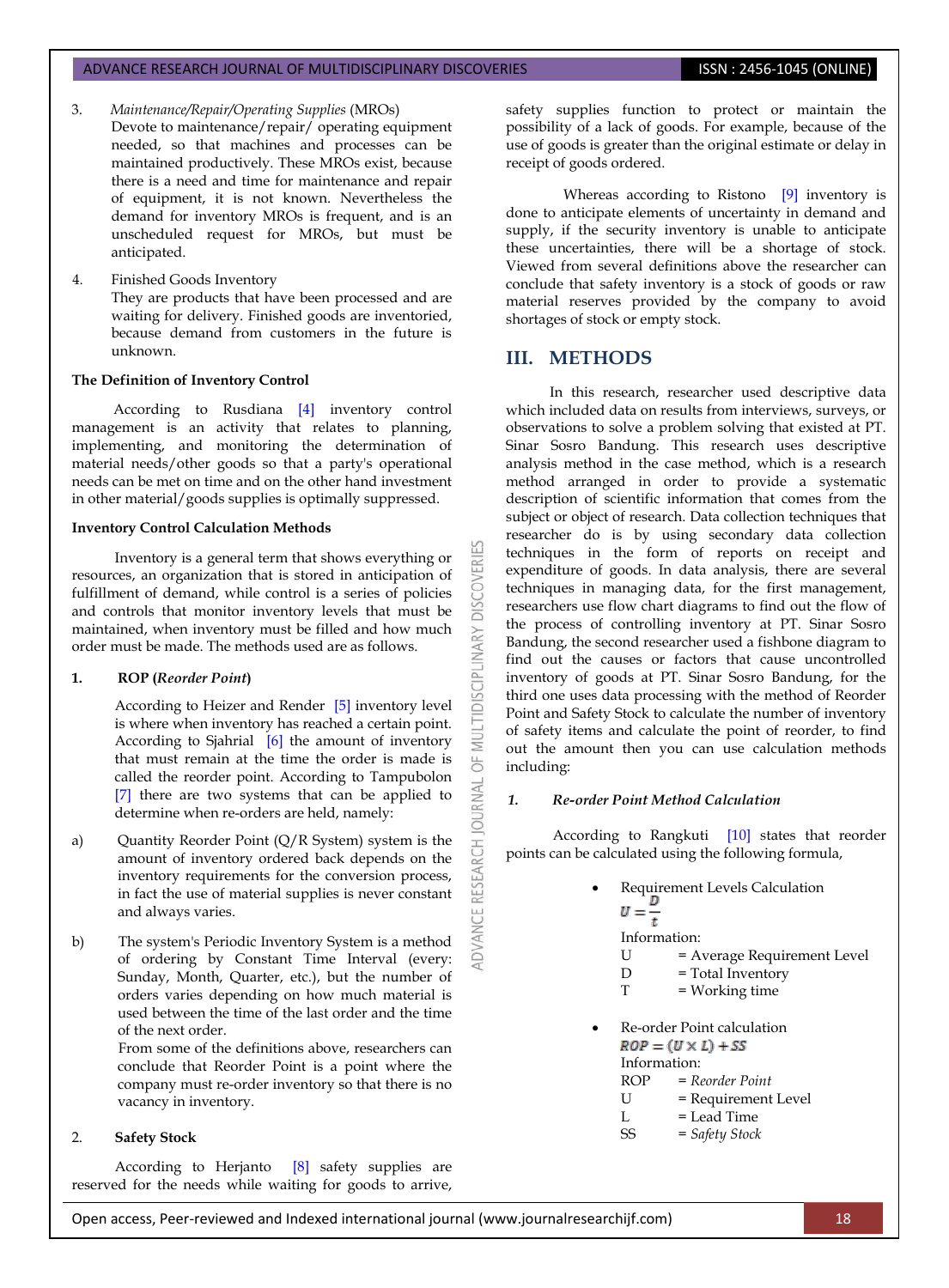3. *Maintenance/Repair/Operating Supplies* (MROs)
   Devote to maintenance/repair/ operating equipment needed, so that machines and processes can be maintained productively. These MROs exist, because there is a need and time for maintenance and repair of equipment, it is not known. Nevertheless the demand for inventory MROs is frequent, and is an unscheduled request for MROs, but must be anticipated.

4. Finished Goods Inventory
   They are products that have been processed and are waiting for delivery. Finished goods are inventoried, because demand from customers in the future is unknown.

**The Definition of Inventory Control**

According to Rusdiana [4] inventory control management is an activity that relates to planning, implementing, and monitoring the determination of material needs/other goods so that a party's operational needs can be met on time and on the other hand investment in other material/goods supplies is optimally suppressed.

**Inventory Control Calculation Methods**

Inventory is a general term that shows everything or resources, an organization that is stored in anticipation of fulfillment of demand, while control is a series of policies and controls that monitor inventory levels that must be maintained, when inventory must be filled and how much order must be made. The methods used are as follows.

**1. ROP (*Reorder Point*)**

According to Heizer and Render [5] inventory level is where when inventory has reached a certain point. According to Sjahrial [6] the amount of inventory that must remain at the time the order is made is called the reorder point. According to Tampubolon [7] there are two systems that can be applied to determine when re-orders are held, namely:

a) Quantity Reorder Point (Q/R System) system is the amount of inventory ordered back depends on the inventory requirements for the conversion process, in fact the use of material supplies is never constant and always varies.

b) The system's Periodic Inventory System is a method of ordering by Constant Time Interval (every: Sunday, Month, Quarter, etc.), but the number of orders varies depending on how much material is used between the time of the last order and the time of the next order.
   From some of the definitions above, researchers can conclude that Reorder Point is a point where the company must re-order inventory so that there is no vacancy in inventory.

**2. Safety Stock**

According to Herjanto [8] safety supplies are reserved for the needs while waiting for goods to arrive, safety supplies function to protect or maintain the possibility of a lack of goods. For example, because of the use of goods is greater than the original estimate or delay in receipt of goods ordered.

Whereas according to Ristono [9] inventory is done to anticipate elements of uncertainty in demand and supply, if the security inventory is unable to anticipate these uncertainties, there will be a shortage of stock. Viewed from several definitions above the researcher can conclude that safety inventory is a stock of goods or raw material reserves provided by the company to avoid shortages of stock or empty stock.

## III. METHODS

In this research, researcher used descriptive data which included data on results from interviews, surveys, or observations to solve a problem solving that existed at PT. Sinar Sosro Bandung. This research uses descriptive analysis method in the case method, which is a research method arranged in order to provide a systematic description of scientific information that comes from the subject or object of research. Data collection techniques that researcher do is by using secondary data collection techniques in the form of reports on receipt and expenditure of goods. In data analysis, there are several techniques in managing data, for the first management, researchers use flow chart diagrams to find out the flow of the process of controlling inventory at PT. Sinar Sosro Bandung, the second researcher used a fishbone diagram to find out the causes or factors that cause uncontrolled inventory of goods at PT. Sinar Sosro Bandung, for the third one uses data processing with the method of Reorder Point and Safety Stock to calculate the number of inventory of safety items and calculate the point of reorder, to find out the amount then you can use calculation methods including:

***1. Re-order Point Method Calculation***

According to Rangkuti [10] states that reorder points can be calculated using the following formula,

- Requirement Levels Calculation

$$U = \frac{D}{t}$$

Information:
U = Average Requirement Level
D = Total Inventory
T = Working time

- Re-order Point calculation

$$ROP = (U \times L) + SS$$

Information:
ROP = *Reorder Point*
U = Requirement Level
L = Lead Time
SS = *Safety Stock*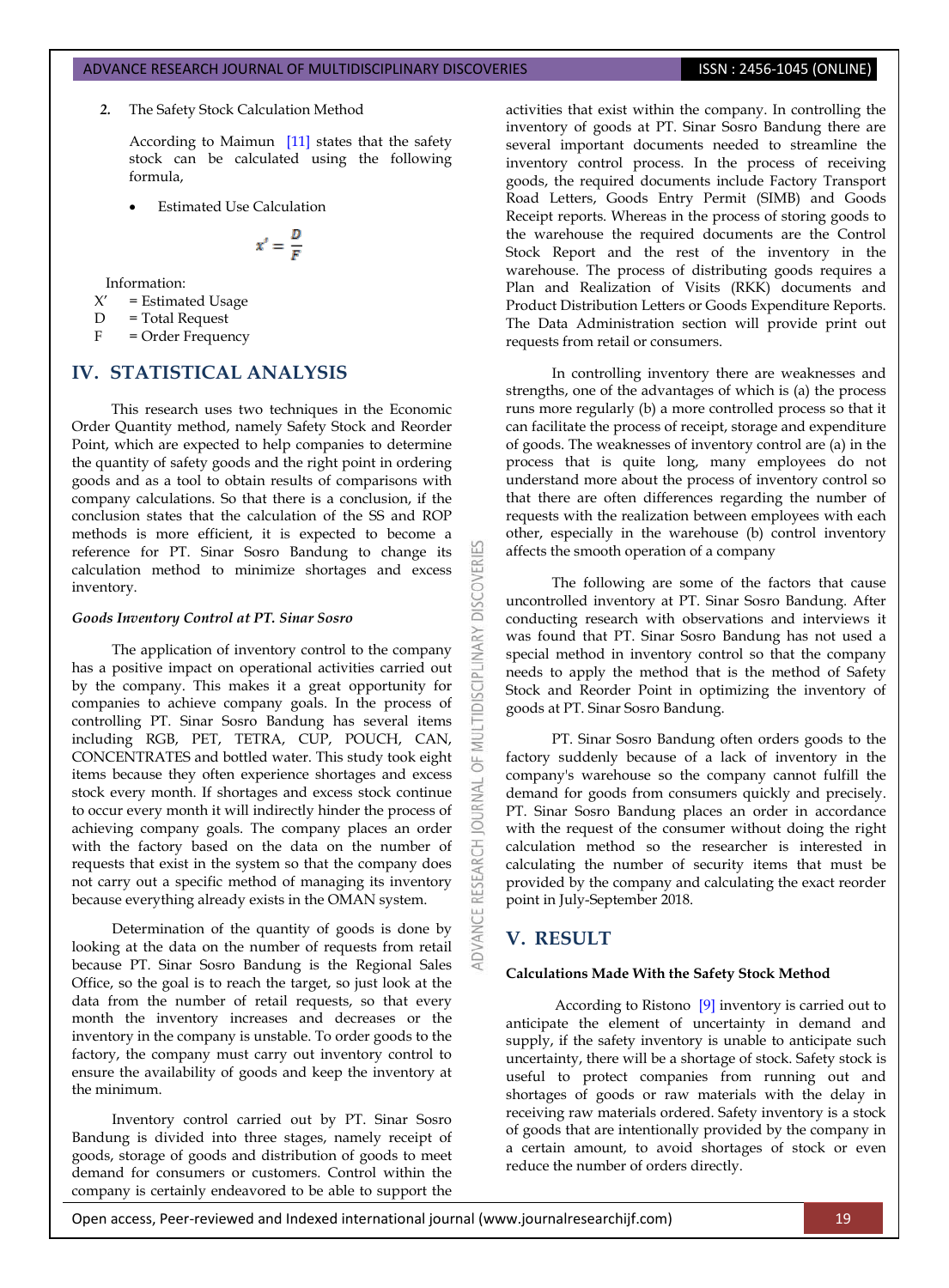2. The Safety Stock Calculation Method

According to Maimun [11] states that the safety stock can be calculated using the following formula,

- Estimated Use Calculation

$$x' = \frac{D}{F}$$

Information:

X' = Estimated Usage
D = Total Request
F = Order Frequency

## IV. STATISTICAL ANALYSIS

This research uses two techniques in the Economic Order Quantity method, namely Safety Stock and Reorder Point, which are expected to help companies to determine the quantity of safety goods and the right point in ordering goods and as a tool to obtain results of comparisons with company calculations. So that there is a conclusion, if the conclusion states that the calculation of the SS and ROP methods is more efficient, it is expected to become a reference for PT. Sinar Sosro Bandung to change its calculation method to minimize shortages and excess inventory.

### *Goods Inventory Control at PT. Sinar Sosro*

The application of inventory control to the company has a positive impact on operational activities carried out by the company. This makes it a great opportunity for companies to achieve company goals. In the process of controlling PT. Sinar Sosro Bandung has several items including RGB, PET, TETRA, CUP, POUCH, CAN, CONCENTRATES and bottled water. This study took eight items because they often experience shortages and excess stock every month. If shortages and excess stock continue to occur every month it will indirectly hinder the process of achieving company goals. The company places an order with the factory based on the data on the number of requests that exist in the system so that the company does not carry out a specific method of managing its inventory because everything already exists in the OMAN system.

Determination of the quantity of goods is done by looking at the data on the number of requests from retail because PT. Sinar Sosro Bandung is the Regional Sales Office, so the goal is to reach the target, so just look at the data from the number of retail requests, so that every month the inventory increases and decreases or the inventory in the company is unstable. To order goods to the factory, the company must carry out inventory control to ensure the availability of goods and keep the inventory at the minimum.

Inventory control carried out by PT. Sinar Sosro Bandung is divided into three stages, namely receipt of goods, storage of goods and distribution of goods to meet demand for consumers or customers. Control within the company is certainly endeavored to be able to support the activities that exist within the company. In controlling the inventory of goods at PT. Sinar Sosro Bandung there are several important documents needed to streamline the inventory control process. In the process of receiving goods, the required documents include Factory Transport Road Letters, Goods Entry Permit (SIMB) and Goods Receipt reports. Whereas in the process of storing goods to the warehouse the required documents are the Control Stock Report and the rest of the inventory in the warehouse. The process of distributing goods requires a Plan and Realization of Visits (RKK) documents and Product Distribution Letters or Goods Expenditure Reports. The Data Administration section will provide print out requests from retail or consumers.

In controlling inventory there are weaknesses and strengths, one of the advantages of which is (a) the process runs more regularly (b) a more controlled process so that it can facilitate the process of receipt, storage and expenditure of goods. The weaknesses of inventory control are (a) in the process that is quite long, many employees do not understand more about the process of inventory control so that there are often differences regarding the number of requests with the realization between employees with each other, especially in the warehouse (b) control inventory affects the smooth operation of a company

The following are some of the factors that cause uncontrolled inventory at PT. Sinar Sosro Bandung. After conducting research with observations and interviews it was found that PT. Sinar Sosro Bandung has not used a special method in inventory control so that the company needs to apply the method that is the method of Safety Stock and Reorder Point in optimizing the inventory of goods at PT. Sinar Sosro Bandung.

PT. Sinar Sosro Bandung often orders goods to the factory suddenly because of a lack of inventory in the company's warehouse so the company cannot fulfill the demand for goods from consumers quickly and precisely. PT. Sinar Sosro Bandung places an order in accordance with the request of the consumer without doing the right calculation method so the researcher is interested in calculating the number of security items that must be provided by the company and calculating the exact reorder point in July-September 2018.

## V. RESULT

**Calculations Made With the Safety Stock Method**

According to Ristono [9] inventory is carried out to anticipate the element of uncertainty in demand and supply, if the safety inventory is unable to anticipate such uncertainty, there will be a shortage of stock. Safety stock is useful to protect companies from running out and shortages of goods or raw materials with the delay in receiving raw materials ordered. Safety inventory is a stock of goods that are intentionally provided by the company in a certain amount, to avoid shortages of stock or even reduce the number of orders directly.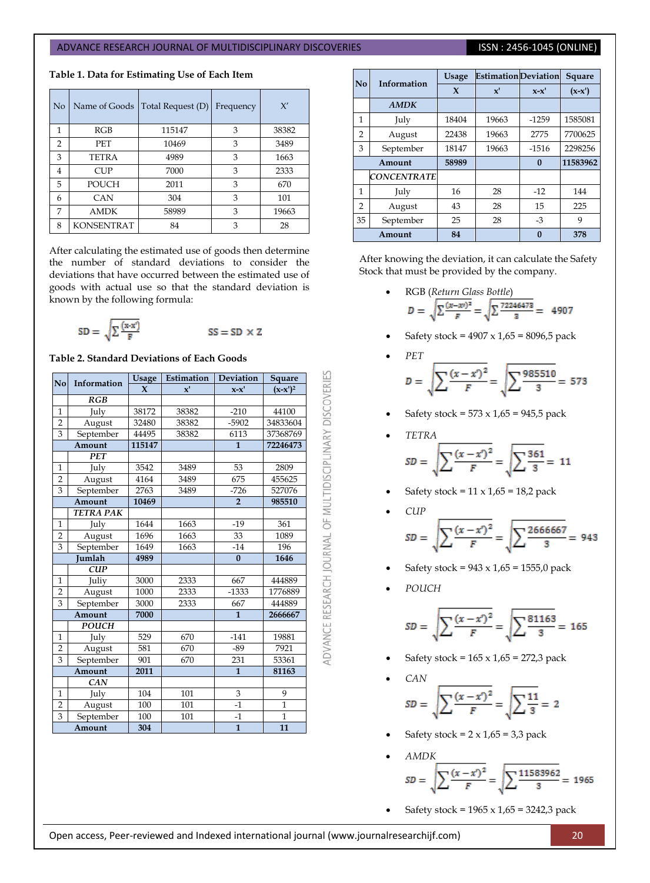**Table 1. Data for Estimating Use of Each Item**

| No | Name of Goods | Total Request (D) | Frequency | X' |
|---|---|---|---|---|
| 1 | RGB | 115147 | 3 | 38382 |
| 2 | PET | 10469 | 3 | 3489 |
| 3 | TETRA | 4989 | 3 | 1663 |
| 4 | CUP | 7000 | 3 | 2333 |
| 5 | POUCH | 2011 | 3 | 670 |
| 6 | CAN | 304 | 3 | 101 |
| 7 | AMDK | 58989 | 3 | 19663 |
| 8 | KONSENTRAT | 84 | 3 | 28 |

After calculating the estimated use of goods then determine the number of standard deviations to consider the deviations that have occurred between the estimated use of goods with actual use so that the standard deviation is known by the following formula:

$$SD = \sqrt{\sum \frac{(x\text{-}x')}{F}} \qquad SS = SD \times Z$$

**Table 2. Standard Deviations of Each Goods**

| No | Information | Usage X | Estimation x' | Deviation x-x' | Square $(x\text{-}x')^2$ |
|---|---|---|---|---|---|
| | *RGB* | | | | |
| 1 | July | 38172 | 38382 | -210 | 44100 |
| 2 | August | 32480 | 38382 | -5902 | 34833604 |
| 3 | September | 44495 | 38382 | 6113 | 37368769 |
| | **Amount** | **115147** | | **1** | **72246473** |
| | *PET* | | | | |
| 1 | July | 3542 | 3489 | 53 | 2809 |
| 2 | August | 4164 | 3489 | 675 | 455625 |
| 3 | September | 2763 | 3489 | -726 | 527076 |
| | **Amount** | **10469** | | **2** | **985510** |
| | *TETRA PAK* | | | | |
| 1 | July | 1644 | 1663 | -19 | 361 |
| 2 | August | 1696 | 1663 | 33 | 1089 |
| 3 | September | 1649 | 1663 | -14 | 196 |
| | **Jumlah** | **4989** | | **0** | **1646** |
| | *CUP* | | | | |
| 1 | Juliy | 3000 | 2333 | 667 | 444889 |
| 2 | August | 1000 | 2333 | -1333 | 1776889 |
| 3 | September | 3000 | 2333 | 667 | 444889 |
| | **Amount** | **7000** | | **1** | **2666667** |
| | *POUCH* | | | | |
| 1 | July | 529 | 670 | -141 | 19881 |
| 2 | August | 581 | 670 | -89 | 7921 |
| 3 | September | 901 | 670 | 231 | 53361 |
| | **Amount** | **2011** | | **1** | **81163** |
| | *CAN* | | | | |
| 1 | July | 104 | 101 | 3 | 9 |
| 2 | August | 100 | 101 | -1 | 1 |
| 3 | September | 100 | 101 | -1 | 1 |
| | **Amount** | **304** | | **1** | **11** |
| | *AMDK* | | | | |
| 1 | July | 18404 | 19663 | -1259 | 1585081 |
| 2 | August | 22438 | 19663 | 2775 | 7700625 |
| 3 | September | 18147 | 19663 | -1516 | 2298256 |
| | **Amount** | **58989** | | **0** | **11583962** |
| | *CONCENTRATE* | | | | |
| 1 | July | 16 | 28 | -12 | 144 |
| 2 | August | 43 | 28 | 15 | 225 |
| 35 | September | 25 | 28 | -3 | 9 |
| | **Amount** | **84** | | **0** | **378** |

After knowing the deviation, it can calculate the Safety Stock that must be provided by the company.

- RGB (*Return Glass Bottle*)
  $$D = \sqrt{\sum \frac{(x-x')^2}{F}} = \sqrt{\sum \frac{72246473}{3}} = 4907$$
- Safety stock = 4907 x 1,65 = 8096,5 pack
- *PET*
  $$D = \sqrt{\sum \frac{(x-x')^2}{F}} = \sqrt{\sum \frac{985510}{3}} = 573$$
- Safety stock = 573 x 1,65 = 945,5 pack
- *TETRA*
  $$SD = \sqrt{\sum \frac{(x-x')^2}{F}} = \sqrt{\sum \frac{361}{3}} = 11$$
- Safety stock = 11 x 1,65 = 18,2 pack
- *CUP*
  $$SD = \sqrt{\sum \frac{(x-x')^2}{F}} = \sqrt{\sum \frac{2666667}{3}} = 943$$
- Safety stock = 943 x 1,65 = 1555,0 pack
- *POUCH*
  $$SD = \sqrt{\sum \frac{(x-x')^2}{F}} = \sqrt{\sum \frac{81163}{3}} = 165$$
- Safety stock = 165 x 1,65 = 272,3 pack
- *CAN*
  $$SD = \sqrt{\sum \frac{(x-x')^2}{F}} = \sqrt{\sum \frac{11}{3}} = 2$$
- Safety stock = 2 x 1,65 = 3,3 pack
- *AMDK*
  $$SD = \sqrt{\sum \frac{(x-x')^2}{F}} = \sqrt{\sum \frac{11583962}{3}} = 1965$$
- Safety stock = 1965 x 1,65 = 3242,3 pack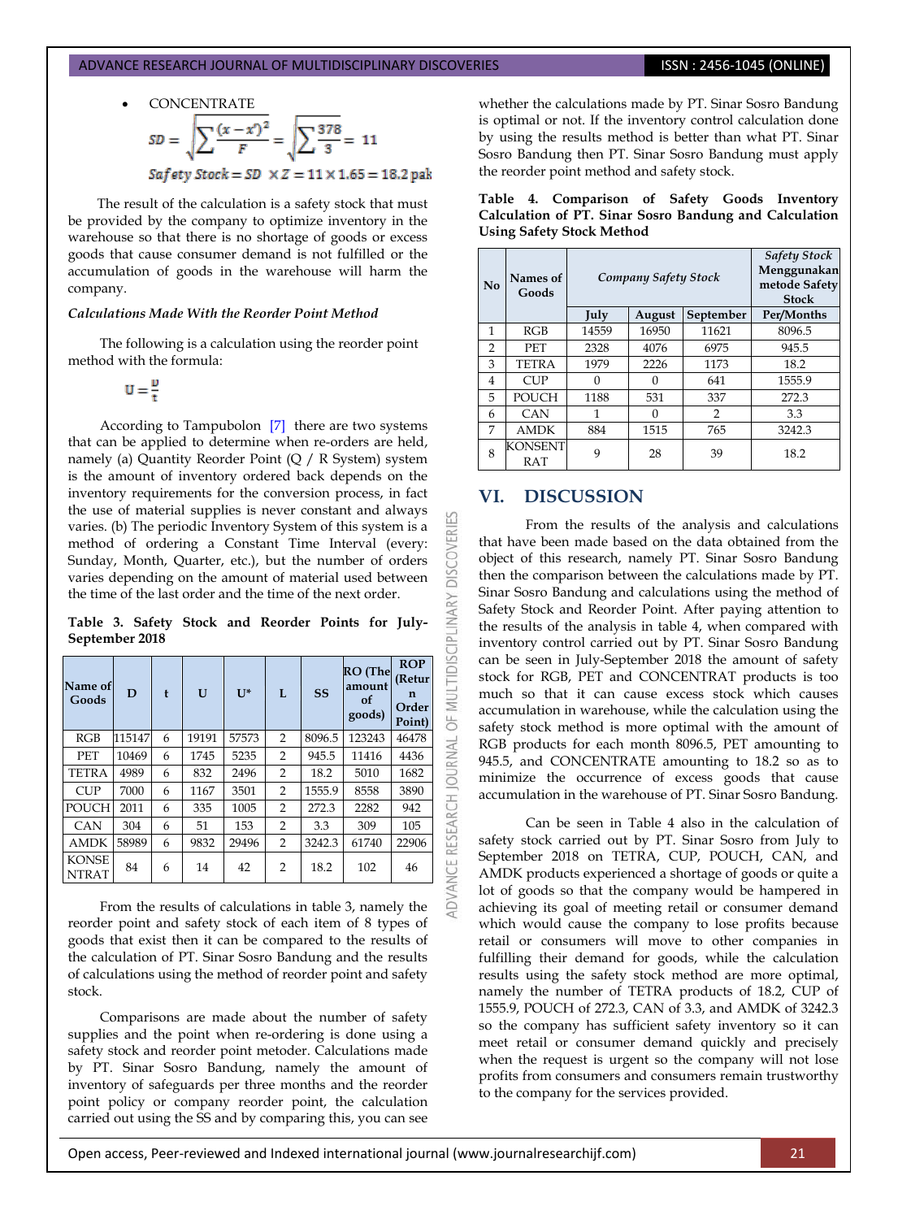- CONCENTRATE

$$SD = \sqrt{\sum \frac{(x - x')^2}{F}} = \sqrt{\sum \frac{378}{3}} = 11$$

$$Safety\ Stock = SD \times Z = 11 \times 1.65 = 18.2\ pak$$

The result of the calculation is a safety stock that must be provided by the company to optimize inventory in the warehouse so that there is no shortage of goods or excess goods that cause consumer demand is not fulfilled or the accumulation of goods in the warehouse will harm the company.

*Calculations Made With the Reorder Point Method*

The following is a calculation using the reorder point method with the formula:

$$U = \frac{D}{t}$$

According to Tampubolon [7] there are two systems that can be applied to determine when re-orders are held, namely (a) Quantity Reorder Point (Q / R System) system is the amount of inventory ordered back depends on the inventory requirements for the conversion process, in fact the use of material supplies is never constant and always varies. (b) The periodic Inventory System of this system is a method of ordering a Constant Time Interval (every: Sunday, Month, Quarter, etc.), but the number of orders varies depending on the amount of material used between the time of the last order and the time of the next order.

**Table 3. Safety Stock and Reorder Points for July-September 2018**

| Name of Goods | D | t | U | U* | L | SS | RO (The amount of goods) | ROP (Return Order Point) |
|---|---|---|---|---|---|---|---|---|
| RGB | 115147 | 6 | 19191 | 57573 | 2 | 8096.5 | 123243 | 46478 |
| PET | 10469 | 6 | 1745 | 5235 | 2 | 945.5 | 11416 | 4436 |
| TETRA | 4989 | 6 | 832 | 2496 | 2 | 18.2 | 5010 | 1682 |
| CUP | 7000 | 6 | 1167 | 3501 | 2 | 1555.9 | 8558 | 3890 |
| POUCH | 2011 | 6 | 335 | 1005 | 2 | 272.3 | 2282 | 942 |
| CAN | 304 | 6 | 51 | 153 | 2 | 3.3 | 309 | 105 |
| AMDK | 58989 | 6 | 9832 | 29496 | 2 | 3242.3 | 61740 | 22906 |
| KONSENTRAT | 84 | 6 | 14 | 42 | 2 | 18.2 | 102 | 46 |

From the results of calculations in table 3, namely the reorder point and safety stock of each item of 8 types of goods that exist then it can be compared to the results of the calculation of PT. Sinar Sosro Bandung and the results of calculations using the method of reorder point and safety stock.

Comparisons are made about the number of safety supplies and the point when re-ordering is done using a safety stock and reorder point metoder. Calculations made by PT. Sinar Sosro Bandung, namely the amount of inventory of safeguards per three months and the reorder point policy or company reorder point, the calculation carried out using the SS and by comparing this, you can see whether the calculations made by PT. Sinar Sosro Bandung is optimal or not. If the inventory control calculation done by using the results method is better than what PT. Sinar Sosro Bandung then PT. Sinar Sosro Bandung must apply the reorder point method and safety stock.

**Table 4. Comparison of Safety Goods Inventory Calculation of PT. Sinar Sosro Bandung and Calculation Using Safety Stock Method**

| No | Names of Goods | *Company Safety Stock* | | | *Safety Stock* **Menggunakan metode Safety Stock** |
|---|---|---|---|---|---|
| | | July | August | September | Per/Months |
| 1 | RGB | 14559 | 16950 | 11621 | 8096.5 |
| 2 | PET | 2328 | 4076 | 6975 | 945.5 |
| 3 | TETRA | 1979 | 2226 | 1173 | 18.2 |
| 4 | CUP | 0 | 0 | 641 | 1555.9 |
| 5 | POUCH | 1188 | 531 | 337 | 272.3 |
| 6 | CAN | 1 | 0 | 2 | 3.3 |
| 7 | AMDK | 884 | 1515 | 765 | 3242.3 |
| 8 | KONSENTRAT | 9 | 28 | 39 | 18.2 |

## VI. DISCUSSION

From the results of the analysis and calculations that have been made based on the data obtained from the object of this research, namely PT. Sinar Sosro Bandung then the comparison between the calculations made by PT. Sinar Sosro Bandung and calculations using the method of Safety Stock and Reorder Point. After paying attention to the results of the analysis in table 4, when compared with inventory control carried out by PT. Sinar Sosro Bandung can be seen in July-September 2018 the amount of safety stock for RGB, PET and CONCENTRAT products is too much so that it can cause excess stock which causes accumulation in warehouse, while the calculation using the safety stock method is more optimal with the amount of RGB products for each month 8096.5, PET amounting to 945.5, and CONCENTRATE amounting to 18.2 so as to minimize the occurrence of excess goods that cause accumulation in the warehouse of PT. Sinar Sosro Bandung.

Can be seen in Table 4 also in the calculation of safety stock carried out by PT. Sinar Sosro from July to September 2018 on TETRA, CUP, POUCH, CAN, and AMDK products experienced a shortage of goods or quite a lot of goods so that the company would be hampered in achieving its goal of meeting retail or consumer demand which would cause the company to lose profits because retail or consumers will move to other companies in fulfilling their demand for goods, while the calculation results using the safety stock method are more optimal, namely the number of TETRA products of 18.2, CUP of 1555.9, POUCH of 272.3, CAN of 3.3, and AMDK of 3242.3 so the company has sufficient safety inventory so it can meet retail or consumer demand quickly and precisely when the request is urgent so the company will not lose profits from consumers and consumers remain trustworthy to the company for the services provided.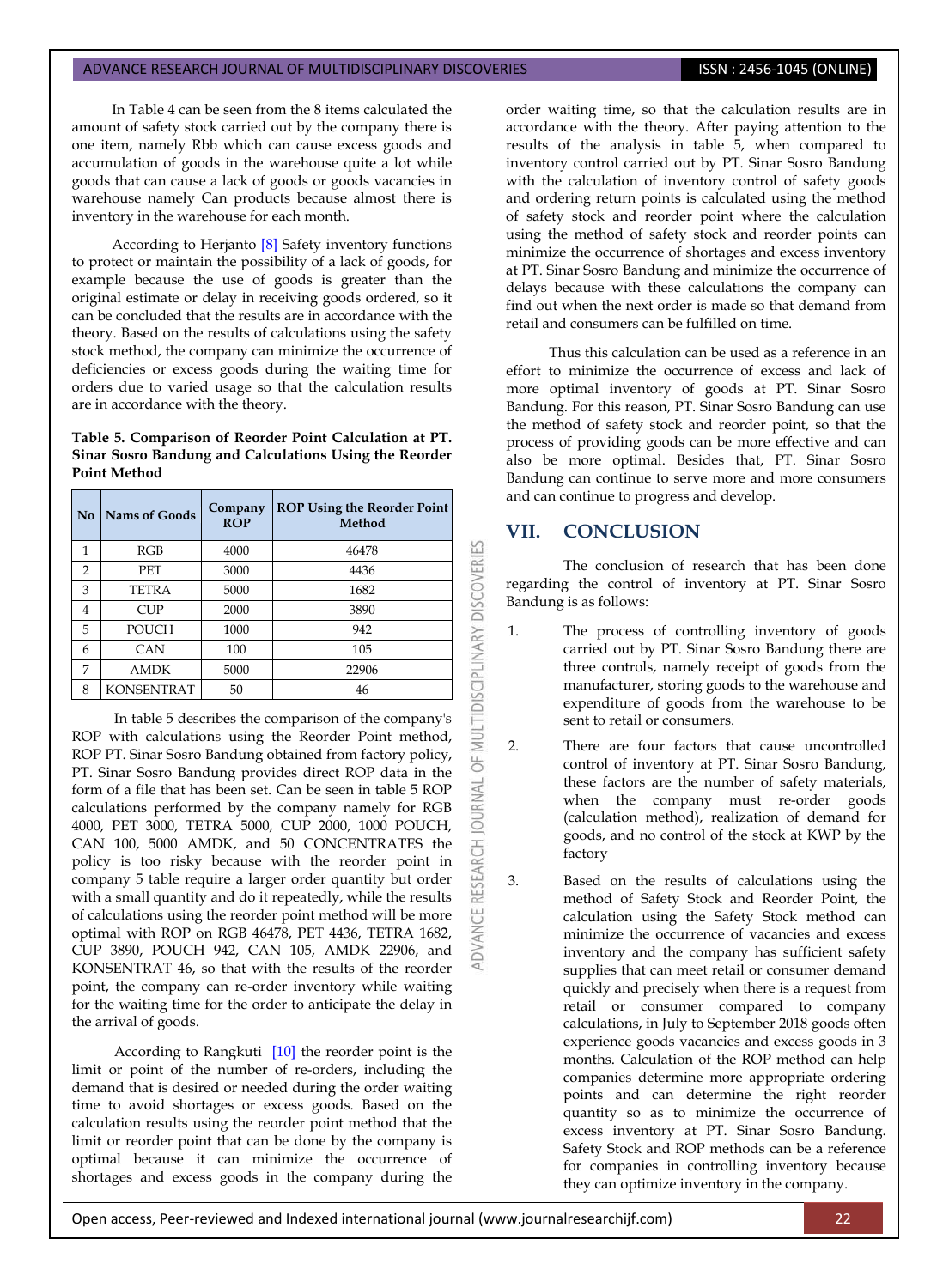In Table 4 can be seen from the 8 items calculated the amount of safety stock carried out by the company there is one item, namely Rbb which can cause excess goods and accumulation of goods in the warehouse quite a lot while goods that can cause a lack of goods or goods vacancies in warehouse namely Can products because almost there is inventory in the warehouse for each month.

According to Herjanto [8] Safety inventory functions to protect or maintain the possibility of a lack of goods, for example because the use of goods is greater than the original estimate or delay in receiving goods ordered, so it can be concluded that the results are in accordance with the theory. Based on the results of calculations using the safety stock method, the company can minimize the occurrence of deficiencies or excess goods during the waiting time for orders due to varied usage so that the calculation results are in accordance with the theory.

**Table 5. Comparison of Reorder Point Calculation at PT. Sinar Sosro Bandung and Calculations Using the Reorder Point Method**

| No | Nams of Goods | Company ROP | ROP Using the Reorder Point Method |
|---|---|---|---|
| 1 | RGB | 4000 | 46478 |
| 2 | PET | 3000 | 4436 |
| 3 | TETRA | 5000 | 1682 |
| 4 | CUP | 2000 | 3890 |
| 5 | POUCH | 1000 | 942 |
| 6 | CAN | 100 | 105 |
| 7 | AMDK | 5000 | 22906 |
| 8 | KONSENTRAT | 50 | 46 |

In table 5 describes the comparison of the company's ROP with calculations using the Reorder Point method, ROP PT. Sinar Sosro Bandung obtained from factory policy, PT. Sinar Sosro Bandung provides direct ROP data in the form of a file that has been set. Can be seen in table 5 ROP calculations performed by the company namely for RGB 4000, PET 3000, TETRA 5000, CUP 2000, 1000 POUCH, CAN 100, 5000 AMDK, and 50 CONCENTRATES the policy is too risky because with the reorder point in company 5 table require a larger order quantity but order with a small quantity and do it repeatedly, while the results of calculations using the reorder point method will be more optimal with ROP on RGB 46478, PET 4436, TETRA 1682, CUP 3890, POUCH 942, CAN 105, AMDK 22906, and KONSENTRAT 46, so that with the results of the reorder point, the company can re-order inventory while waiting for the waiting time for the order to anticipate the delay in the arrival of goods.

According to Rangkuti [10] the reorder point is the limit or point of the number of re-orders, including the demand that is desired or needed during the order waiting time to avoid shortages or excess goods. Based on the calculation results using the reorder point method that the limit or reorder point that can be done by the company is optimal because it can minimize the occurrence of shortages and excess goods in the company during the order waiting time, so that the calculation results are in accordance with the theory. After paying attention to the results of the analysis in table 5, when compared to inventory control carried out by PT. Sinar Sosro Bandung with the calculation of inventory control of safety goods and ordering return points is calculated using the method of safety stock and reorder point where the calculation using the method of safety stock and reorder points can minimize the occurrence of shortages and excess inventory at PT. Sinar Sosro Bandung and minimize the occurrence of delays because with these calculations the company can find out when the next order is made so that demand from retail and consumers can be fulfilled on time.

Thus this calculation can be used as a reference in an effort to minimize the occurrence of excess and lack of more optimal inventory of goods at PT. Sinar Sosro Bandung. For this reason, PT. Sinar Sosro Bandung can use the method of safety stock and reorder point, so that the process of providing goods can be more effective and can also be more optimal. Besides that, PT. Sinar Sosro Bandung can continue to serve more and more consumers and can continue to progress and develop.

## VII. CONCLUSION

The conclusion of research that has been done regarding the control of inventory at PT. Sinar Sosro Bandung is as follows:

1. The process of controlling inventory of goods carried out by PT. Sinar Sosro Bandung there are three controls, namely receipt of goods from the manufacturer, storing goods to the warehouse and expenditure of goods from the warehouse to be sent to retail or consumers.
2. There are four factors that cause uncontrolled control of inventory at PT. Sinar Sosro Bandung, these factors are the number of safety materials, when the company must re-order goods (calculation method), realization of demand for goods, and no control of the stock at KWP by the factory
3. Based on the results of calculations using the method of Safety Stock and Reorder Point, the calculation using the Safety Stock method can minimize the occurrence of vacancies and excess inventory and the company has sufficient safety supplies that can meet retail or consumer demand quickly and precisely when there is a request from retail or consumer compared to company calculations, in July to September 2018 goods often experience goods vacancies and excess goods in 3 months. Calculation of the ROP method can help companies determine more appropriate ordering points and can determine the right reorder quantity so as to minimize the occurrence of excess inventory at PT. Sinar Sosro Bandung. Safety Stock and ROP methods can be a reference for companies in controlling inventory because they can optimize inventory in the company.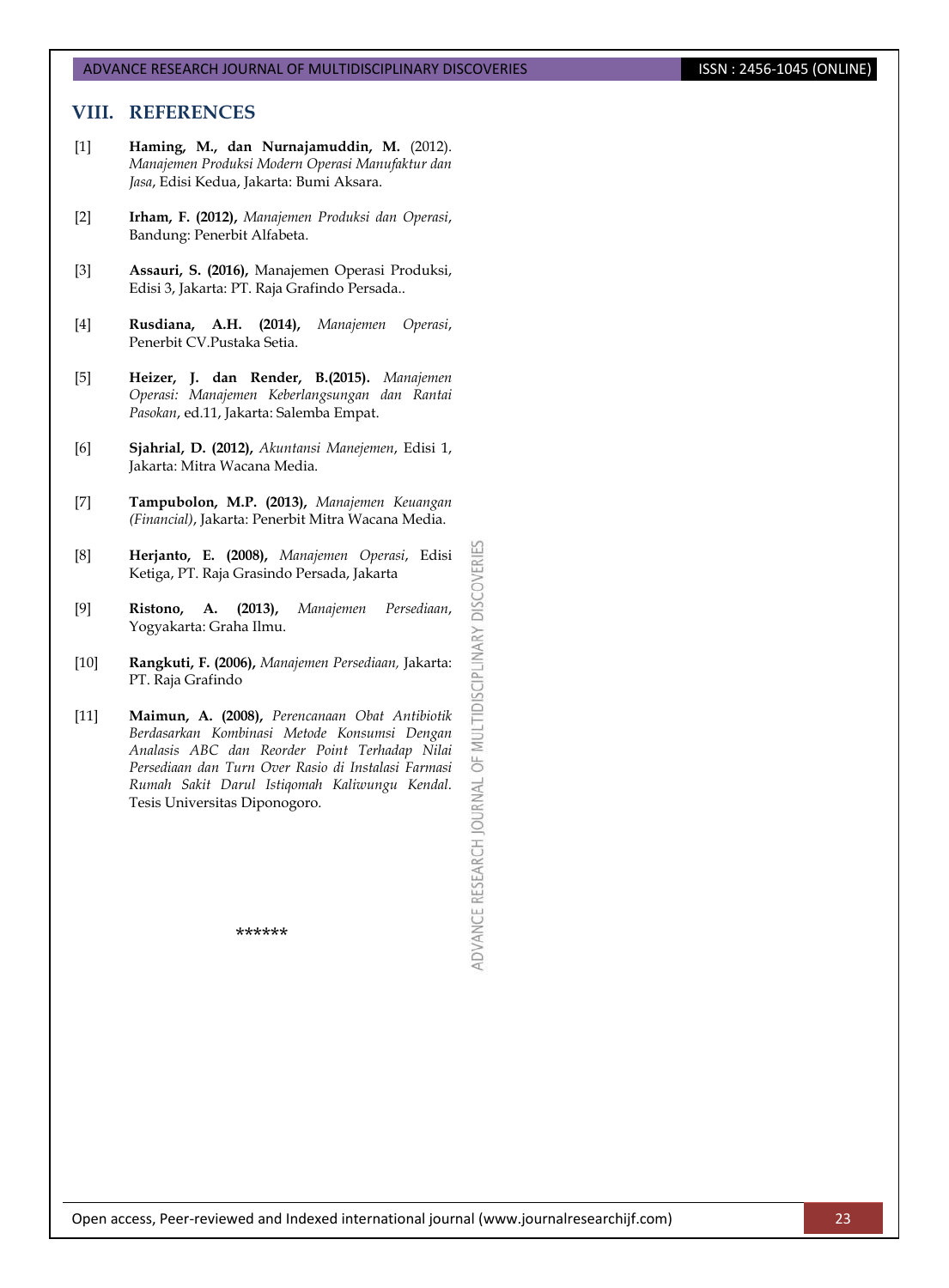## VIII. REFERENCES

[1] **Haming, M., dan Nurnajamuddin, M.** (2012). *Manajemen Produksi Modern Operasi Manufaktur dan Jasa*, Edisi Kedua, Jakarta: Bumi Aksara.

[2] **Irham, F. (2012),** *Manajemen Produksi dan Operasi*, Bandung: Penerbit Alfabeta.

[3] **Assauri, S. (2016),** Manajemen Operasi Produksi, Edisi 3, Jakarta: PT. Raja Grafindo Persada..

[4] **Rusdiana, A.H. (2014),** *Manajemen Operasi*, Penerbit CV.Pustaka Setia.

[5] **Heizer, J. dan Render, B.(2015).** *Manajemen Operasi: Manajemen Keberlangsungan dan Rantai Pasokan*, ed.11, Jakarta: Salemba Empat.

[6] **Sjahrial, D. (2012),** *Akuntansi Manejemen*, Edisi 1, Jakarta: Mitra Wacana Media.

[7] **Tampubolon, M.P. (2013),** *Manajemen Keuangan (Financial)*, Jakarta: Penerbit Mitra Wacana Media.

[8] **Herjanto, E. (2008),** *Manajemen Operasi*, Edisi Ketiga, PT. Raja Grasindo Persada, Jakarta

[9] **Ristono, A. (2013),** *Manajemen Persediaan*, Yogyakarta: Graha Ilmu.

[10] **Rangkuti, F. (2006),** *Manajemen Persediaan,* Jakarta: PT. Raja Grafindo

[11] **Maimun, A. (2008),** *Perencanaan Obat Antibiotik Berdasarkan Kombinasi Metode Konsumsi Dengan Analasis ABC dan Reorder Point Terhadap Nilai Persediaan dan Turn Over Rasio di Instalasi Farmasi Rumah Sakit Darul Istiqomah Kaliwungu Kendal.* Tesis Universitas Diponogoro.

******